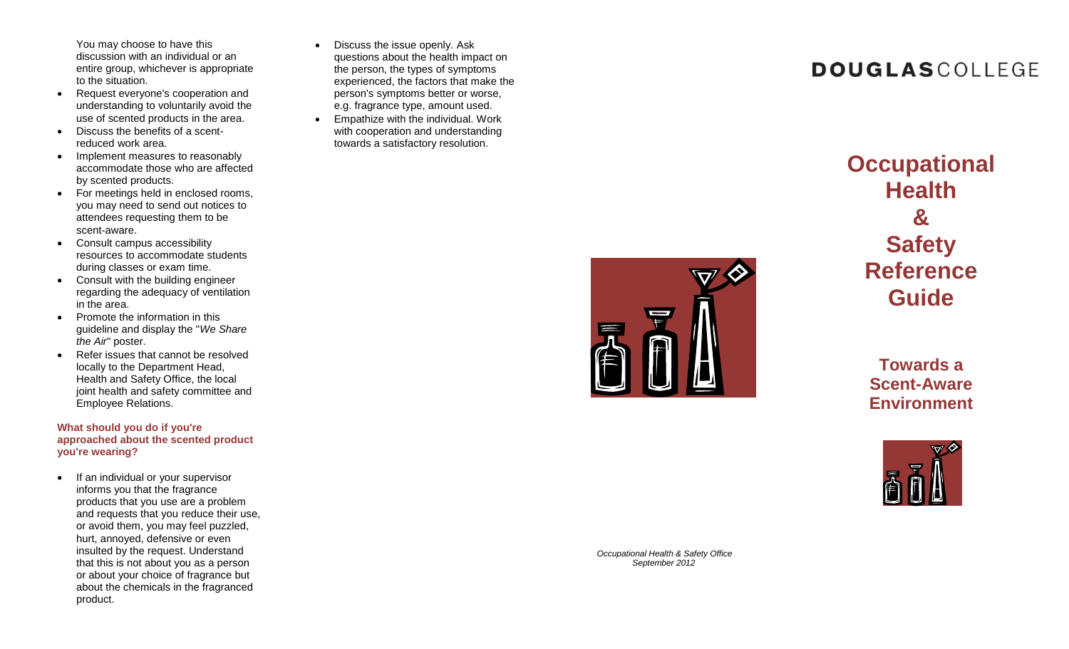You may choose to have this discussion with an individual or an entire group, whichever is appropriate to the situation.

- Request everyone's cooperation and understanding to voluntarily avoid the use of scented products in the area.
- Discuss the benefits of a scent-reduced work area.
- Implement measures to reasonably accommodate those who are affected by scented products.
- For meetings held in enclosed rooms, you may need to send out notices to attendees requesting them to be scent-aware.
- Consult campus accessibility resources to accommodate students during classes or exam time.
- Consult with the building engineer regarding the adequacy of ventilation in the area.
- Promote the information in this guideline and display the "*We Share the Air*" poster.
- Refer issues that cannot be resolved locally to the Department Head, Health and Safety Office, the local joint health and safety committee and Employee Relations.

### What should you do if you're approached about the scented product you're wearing?

- If an individual or your supervisor informs you that the fragrance products that you use are a problem and requests that you reduce their use, or avoid them, you may feel puzzled, hurt, annoyed, defensive or even insulted by the request. Understand that this is not about you as a person or about your choice of fragrance but about the chemicals in the fragranced product.
- Discuss the issue openly. Ask questions about the health impact on the person, the types of symptoms experienced, the factors that make the person's symptoms better or worse, e.g. fragrance type, amount used.
- Empathize with the individual. Work with cooperation and understanding towards a satisfactory resolution.

*Occupational Health & Safety Office*
*September 2012*

**DOUGLAS**COLLEGE

# Occupational Health & Safety Reference Guide

## Towards a Scent-Aware Environment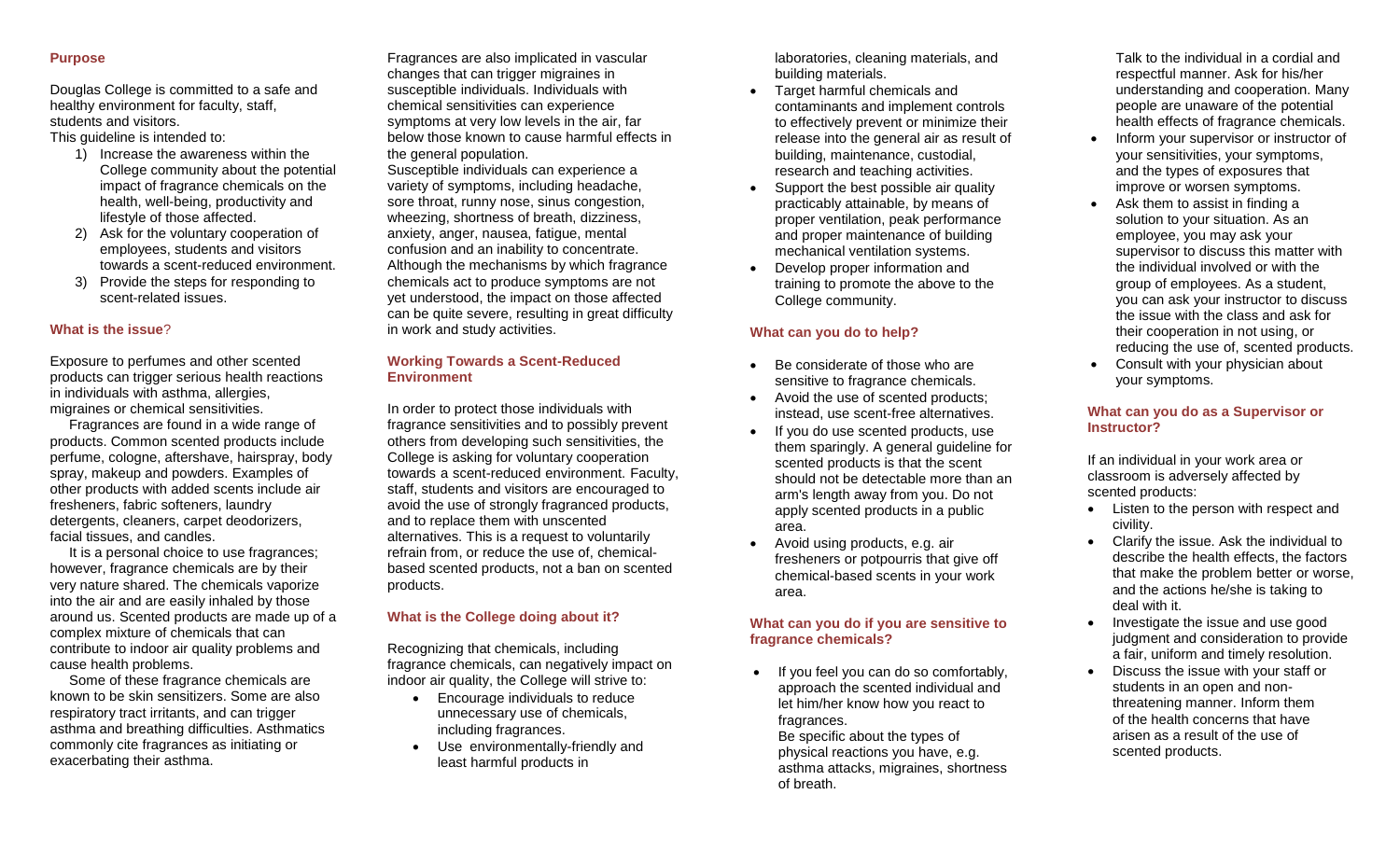## Purpose

Douglas College is committed to a safe and healthy environment for faculty, staff, students and visitors.
This guideline is intended to:

1) Increase the awareness within the College community about the potential impact of fragrance chemicals on the health, well-being, productivity and lifestyle of those affected.
2) Ask for the voluntary cooperation of employees, students and visitors towards a scent-reduced environment.
3) Provide the steps for responding to scent-related issues.

## What is the issue?

Exposure to perfumes and other scented products can trigger serious health reactions in individuals with asthma, allergies, migraines or chemical sensitivities.

Fragrances are found in a wide range of products. Common scented products include perfume, cologne, aftershave, hairspray, body spray, makeup and powders. Examples of other products with added scents include air fresheners, fabric softeners, laundry detergents, cleaners, carpet deodorizers, facial tissues, and candles.

It is a personal choice to use fragrances; however, fragrance chemicals are by their very nature shared. The chemicals vaporize into the air and are easily inhaled by those around us. Scented products are made up of a complex mixture of chemicals that can contribute to indoor air quality problems and cause health problems.

Some of these fragrance chemicals are known to be skin sensitizers. Some are also respiratory tract irritants, and can trigger asthma and breathing difficulties. Asthmatics commonly cite fragrances as initiating or exacerbating their asthma.

Fragrances are also implicated in vascular changes that can trigger migraines in susceptible individuals. Individuals with chemical sensitivities can experience symptoms at very low levels in the air, far below those known to cause harmful effects in the general population.

Susceptible individuals can experience a variety of symptoms, including headache, sore throat, runny nose, sinus congestion, wheezing, shortness of breath, dizziness, anxiety, anger, nausea, fatigue, mental confusion and an inability to concentrate. Although the mechanisms by which fragrance chemicals act to produce symptoms are not yet understood, the impact on those affected can be quite severe, resulting in great difficulty in work and study activities.

## Working Towards a Scent-Reduced Environment

In order to protect those individuals with fragrance sensitivities and to possibly prevent others from developing such sensitivities, the College is asking for voluntary cooperation towards a scent-reduced environment. Faculty, staff, students and visitors are encouraged to avoid the use of strongly fragranced products, and to replace them with unscented alternatives. This is a request to voluntarily refrain from, or reduce the use of, chemical-based scented products, not a ban on scented products.

## What is the College doing about it?

Recognizing that chemicals, including fragrance chemicals, can negatively impact on indoor air quality, the College will strive to:

- Encourage individuals to reduce unnecessary use of chemicals, including fragrances.
- Use environmentally-friendly and least harmful products in laboratories, cleaning materials, and building materials.
- Target harmful chemicals and contaminants and implement controls to effectively prevent or minimize their release into the general air as result of building, maintenance, custodial, research and teaching activities.
- Support the best possible air quality practicably attainable, by means of proper ventilation, peak performance and proper maintenance of building mechanical ventilation systems.
- Develop proper information and training to promote the above to the College community.

## What can you do to help?

- Be considerate of those who are sensitive to fragrance chemicals.
- Avoid the use of scented products; instead, use scent-free alternatives.
- If you do use scented products, use them sparingly. A general guideline for scented products is that the scent should not be detectable more than an arm's length away from you. Do not apply scented products in a public area.
- Avoid using products, e.g. air fresheners or potpourris that give off chemical-based scents in your work area.

## What can you do if you are sensitive to fragrance chemicals?

- If you feel you can do so comfortably, approach the scented individual and let him/her know how you react to fragrances.
  Be specific about the types of physical reactions you have, e.g. asthma attacks, migraines, shortness of breath.
  Talk to the individual in a cordial and respectful manner. Ask for his/her understanding and cooperation. Many people are unaware of the potential health effects of fragrance chemicals.
- Inform your supervisor or instructor of your sensitivities, your symptoms, and the types of exposures that improve or worsen symptoms.
- Ask them to assist in finding a solution to your situation. As an employee, you may ask your supervisor to discuss this matter with the individual involved or with the group of employees. As a student, you can ask your instructor to discuss the issue with the class and ask for their cooperation in not using, or reducing the use of, scented products.
- Consult with your physician about your symptoms.

## What can you do as a Supervisor or Instructor?

If an individual in your work area or classroom is adversely affected by scented products:

- Listen to the person with respect and civility.
- Clarify the issue. Ask the individual to describe the health effects, the factors that make the problem better or worse, and the actions he/she is taking to deal with it.
- Investigate the issue and use good judgment and consideration to provide a fair, uniform and timely resolution.
- Discuss the issue with your staff or students in an open and non-threatening manner. Inform them of the health concerns that have arisen as a result of the use of scented products.